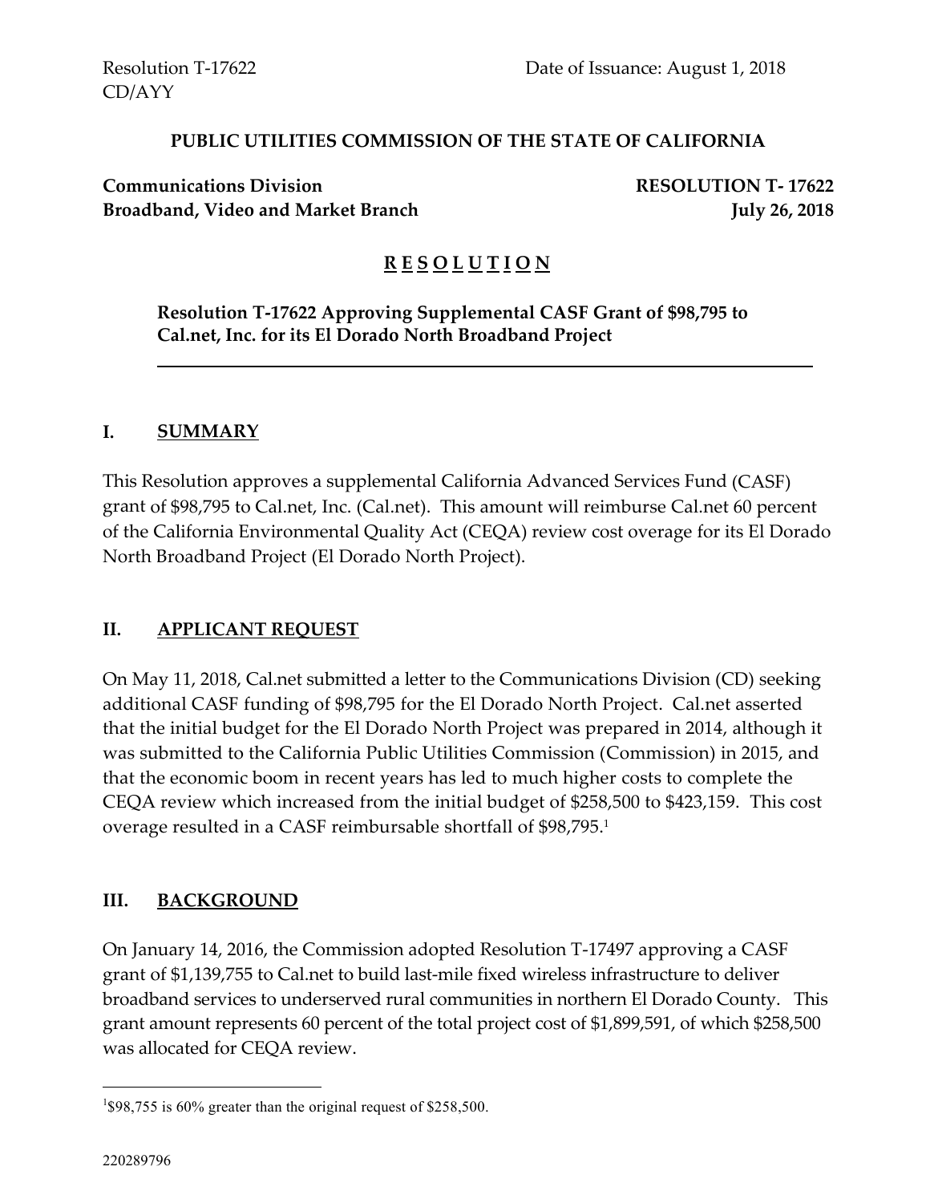Resolution T-17622
CD/AYY

Date of Issuance: August 1, 2018

**PUBLIC UTILITIES COMMISSION OF THE STATE OF CALIFORNIA**

**Communications Division**
**Broadband, Video and Market Branch**

**RESOLUTION T- 17622**
**July 26, 2018**

# R E S O L U T I O N

**Resolution T-17622 Approving Supplemental CASF Grant of $98,795 to Cal.net, Inc. for its El Dorado North Broadband Project**

## I. SUMMARY

This Resolution approves a supplemental California Advanced Services Fund (CASF) grant of $98,795 to Cal.net, Inc. (Cal.net). This amount will reimburse Cal.net 60 percent of the California Environmental Quality Act (CEQA) review cost overage for its El Dorado North Broadband Project (El Dorado North Project).

## II. APPLICANT REQUEST

On May 11, 2018, Cal.net submitted a letter to the Communications Division (CD) seeking additional CASF funding of $98,795 for the El Dorado North Project. Cal.net asserted that the initial budget for the El Dorado North Project was prepared in 2014, although it was submitted to the California Public Utilities Commission (Commission) in 2015, and that the economic boom in recent years has led to much higher costs to complete the CEQA review which increased from the initial budget of $258,500 to $423,159. This cost overage resulted in a CASF reimbursable shortfall of $98,795.[1]

## III. BACKGROUND

On January 14, 2016, the Commission adopted Resolution T-17497 approving a CASF grant of $1,139,755 to Cal.net to build last-mile fixed wireless infrastructure to deliver broadband services to underserved rural communities in northern El Dorado County. This grant amount represents 60 percent of the total project cost of $1,899,591, of which $258,500 was allocated for CEQA review.

[1] $98,755 is 60% greater than the original request of $258,500.

220289796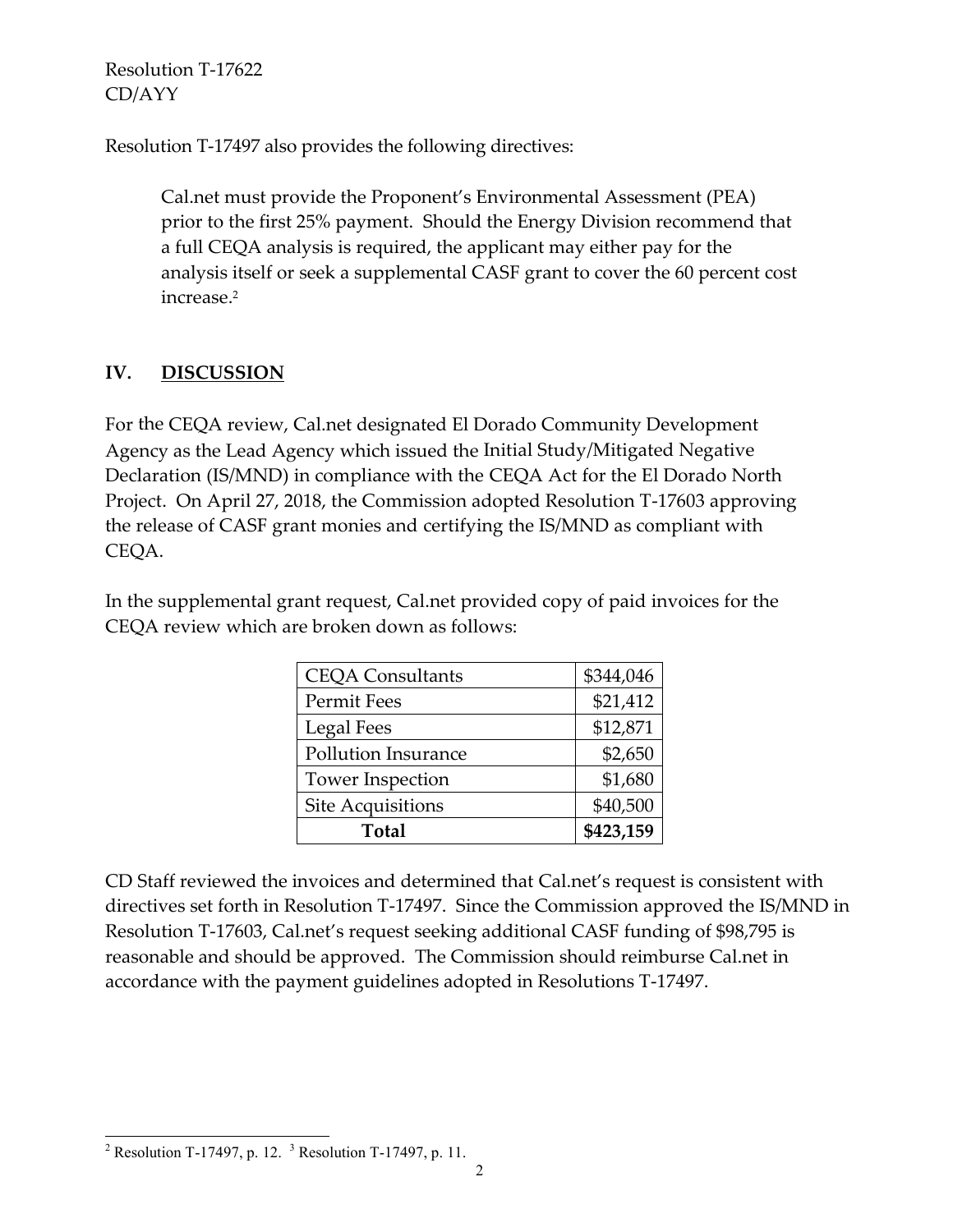Resolution T-17497 also provides the following directives:

> Cal.net must provide the Proponent's Environmental Assessment (PEA) prior to the first 25% payment. Should the Energy Division recommend that a full CEQA analysis is required, the applicant may either pay for the analysis itself or seek a supplemental CASF grant to cover the 60 percent cost increase.[2]

## IV. DISCUSSION

For the CEQA review, Cal.net designated El Dorado Community Development Agency as the Lead Agency which issued the Initial Study/Mitigated Negative Declaration (IS/MND) in compliance with the CEQA Act for the El Dorado North Project. On April 27, 2018, the Commission adopted Resolution T-17603 approving the release of CASF grant monies and certifying the IS/MND as compliant with CEQA.

In the supplemental grant request, Cal.net provided copy of paid invoices for the CEQA review which are broken down as follows:

| Item | Amount |
|---|---:|
| CEQA Consultants | $344,046 |
| Permit Fees | $21,412 |
| Legal Fees | $12,871 |
| Pollution Insurance | $2,650 |
| Tower Inspection | $1,680 |
| Site Acquisitions | $40,500 |
| **Total** | **$423,159** |

CD Staff reviewed the invoices and determined that Cal.net's request is consistent with directives set forth in Resolution T-17497. Since the Commission approved the IS/MND in Resolution T-17603, Cal.net's request seeking additional CASF funding of $98,795 is reasonable and should be approved. The Commission should reimburse Cal.net in accordance with the payment guidelines adopted in Resolutions T-17497.

---

[2] Resolution T-17497, p. 12. [3] Resolution T-17497, p. 11.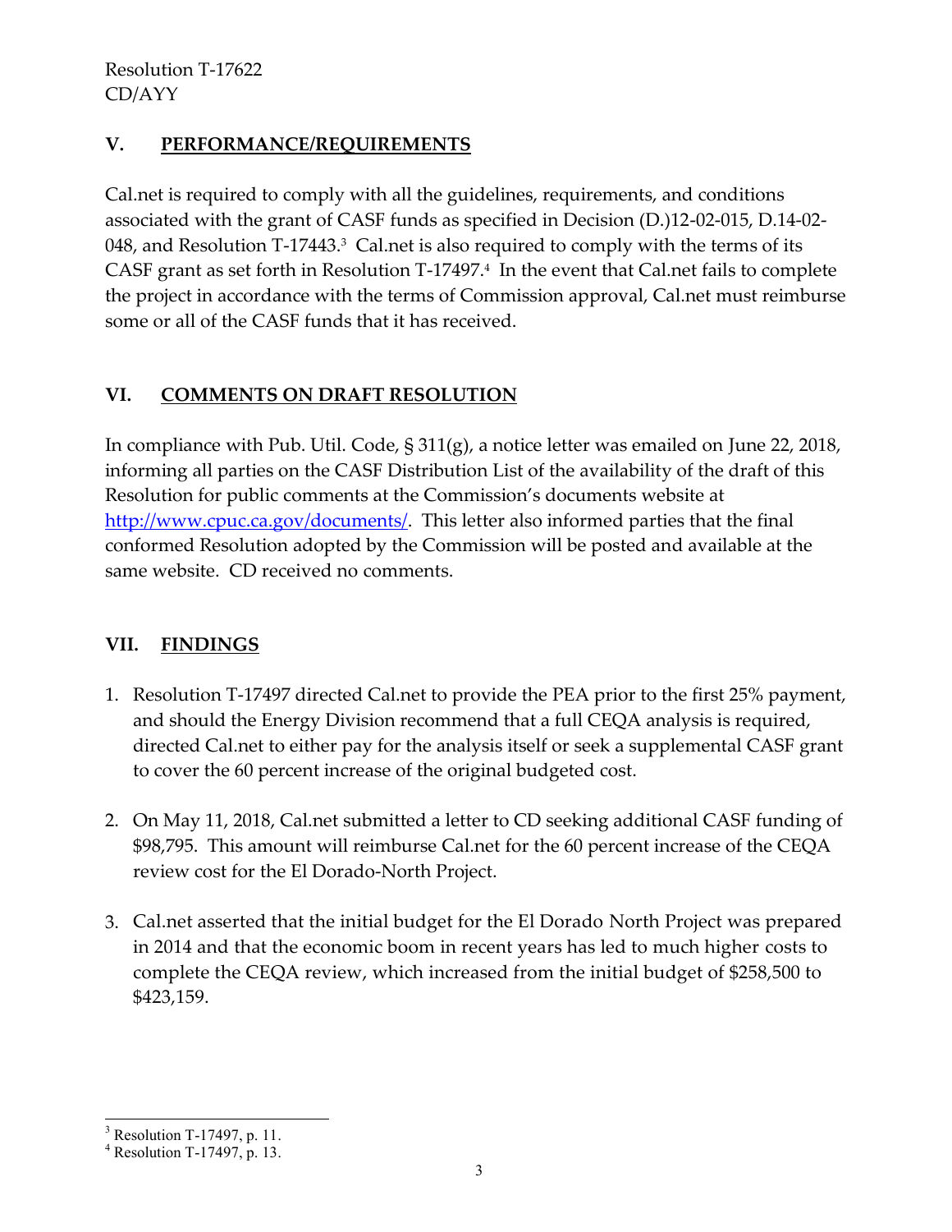## V. PERFORMANCE/REQUIREMENTS

Cal.net is required to comply with all the guidelines, requirements, and conditions associated with the grant of CASF funds as specified in Decision (D.)12-02-015, D.14-02-048, and Resolution T-17443.[3] Cal.net is also required to comply with the terms of its CASF grant as set forth in Resolution T-17497.[4] In the event that Cal.net fails to complete the project in accordance with the terms of Commission approval, Cal.net must reimburse some or all of the CASF funds that it has received.

## VI. COMMENTS ON DRAFT RESOLUTION

In compliance with Pub. Util. Code, § 311(g), a notice letter was emailed on June 22, 2018, informing all parties on the CASF Distribution List of the availability of the draft of this Resolution for public comments at the Commission's documents website at http://www.cpuc.ca.gov/documents/. This letter also informed parties that the final conformed Resolution adopted by the Commission will be posted and available at the same website. CD received no comments.

## VII. FINDINGS

1. Resolution T-17497 directed Cal.net to provide the PEA prior to the first 25% payment, and should the Energy Division recommend that a full CEQA analysis is required, directed Cal.net to either pay for the analysis itself or seek a supplemental CASF grant to cover the 60 percent increase of the original budgeted cost.

2. On May 11, 2018, Cal.net submitted a letter to CD seeking additional CASF funding of $98,795. This amount will reimburse Cal.net for the 60 percent increase of the CEQA review cost for the El Dorado-North Project.

3. Cal.net asserted that the initial budget for the El Dorado North Project was prepared in 2014 and that the economic boom in recent years has led to much higher costs to complete the CEQA review, which increased from the initial budget of $258,500 to $423,159.

---

[3] Resolution T-17497, p. 11.

[4] Resolution T-17497, p. 13.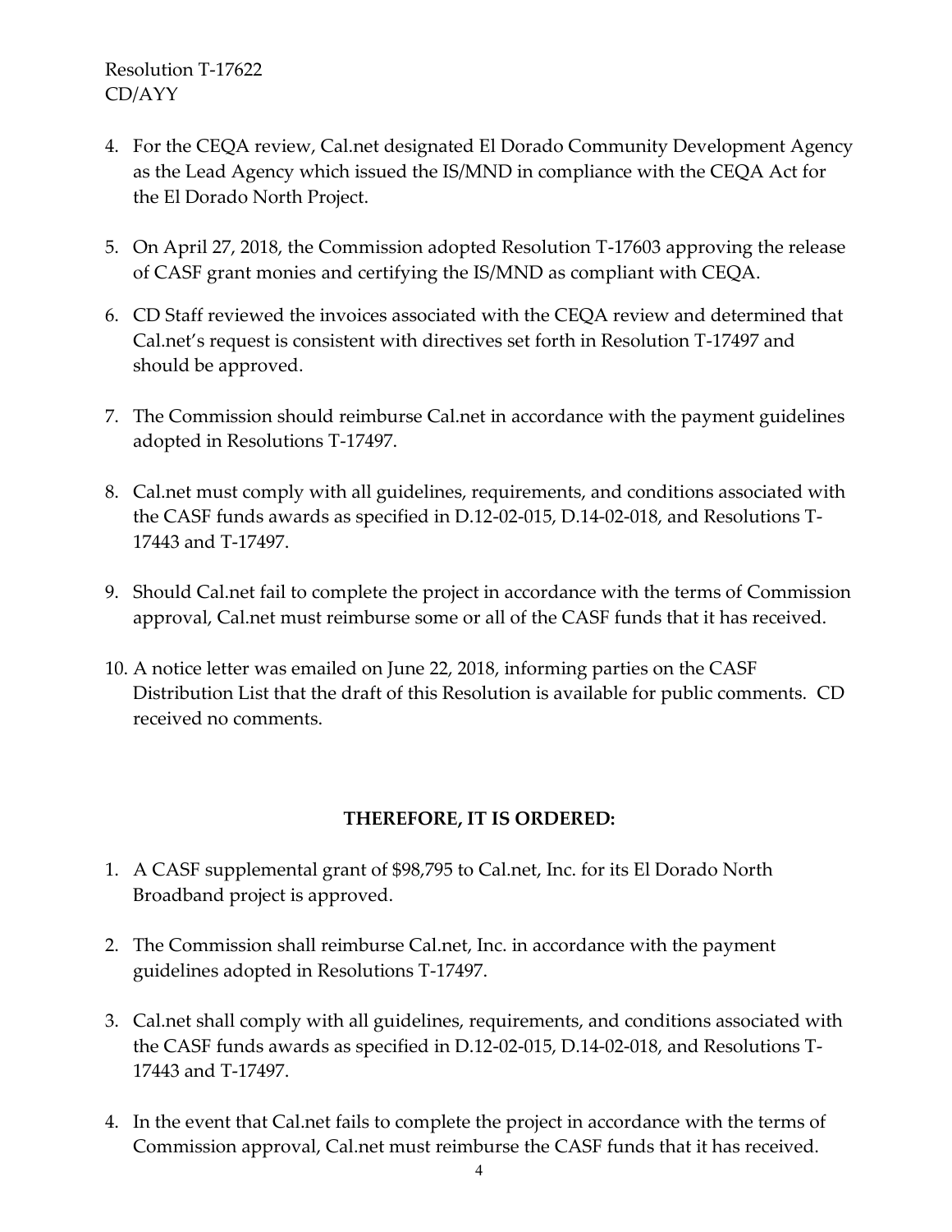4. For the CEQA review, Cal.net designated El Dorado Community Development Agency as the Lead Agency which issued the IS/MND in compliance with the CEQA Act for the El Dorado North Project.

5. On April 27, 2018, the Commission adopted Resolution T-17603 approving the release of CASF grant monies and certifying the IS/MND as compliant with CEQA.

6. CD Staff reviewed the invoices associated with the CEQA review and determined that Cal.net's request is consistent with directives set forth in Resolution T-17497 and should be approved.

7. The Commission should reimburse Cal.net in accordance with the payment guidelines adopted in Resolutions T-17497.

8. Cal.net must comply with all guidelines, requirements, and conditions associated with the CASF funds awards as specified in D.12-02-015, D.14-02-018, and Resolutions T-17443 and T-17497.

9. Should Cal.net fail to complete the project in accordance with the terms of Commission approval, Cal.net must reimburse some or all of the CASF funds that it has received.

10. A notice letter was emailed on June 22, 2018, informing parties on the CASF Distribution List that the draft of this Resolution is available for public comments. CD received no comments.

**THEREFORE, IT IS ORDERED:**

1. A CASF supplemental grant of $98,795 to Cal.net, Inc. for its El Dorado North Broadband project is approved.

2. The Commission shall reimburse Cal.net, Inc. in accordance with the payment guidelines adopted in Resolutions T-17497.

3. Cal.net shall comply with all guidelines, requirements, and conditions associated with the CASF funds awards as specified in D.12-02-015, D.14-02-018, and Resolutions T-17443 and T-17497.

4. In the event that Cal.net fails to complete the project in accordance with the terms of Commission approval, Cal.net must reimburse the CASF funds that it has received.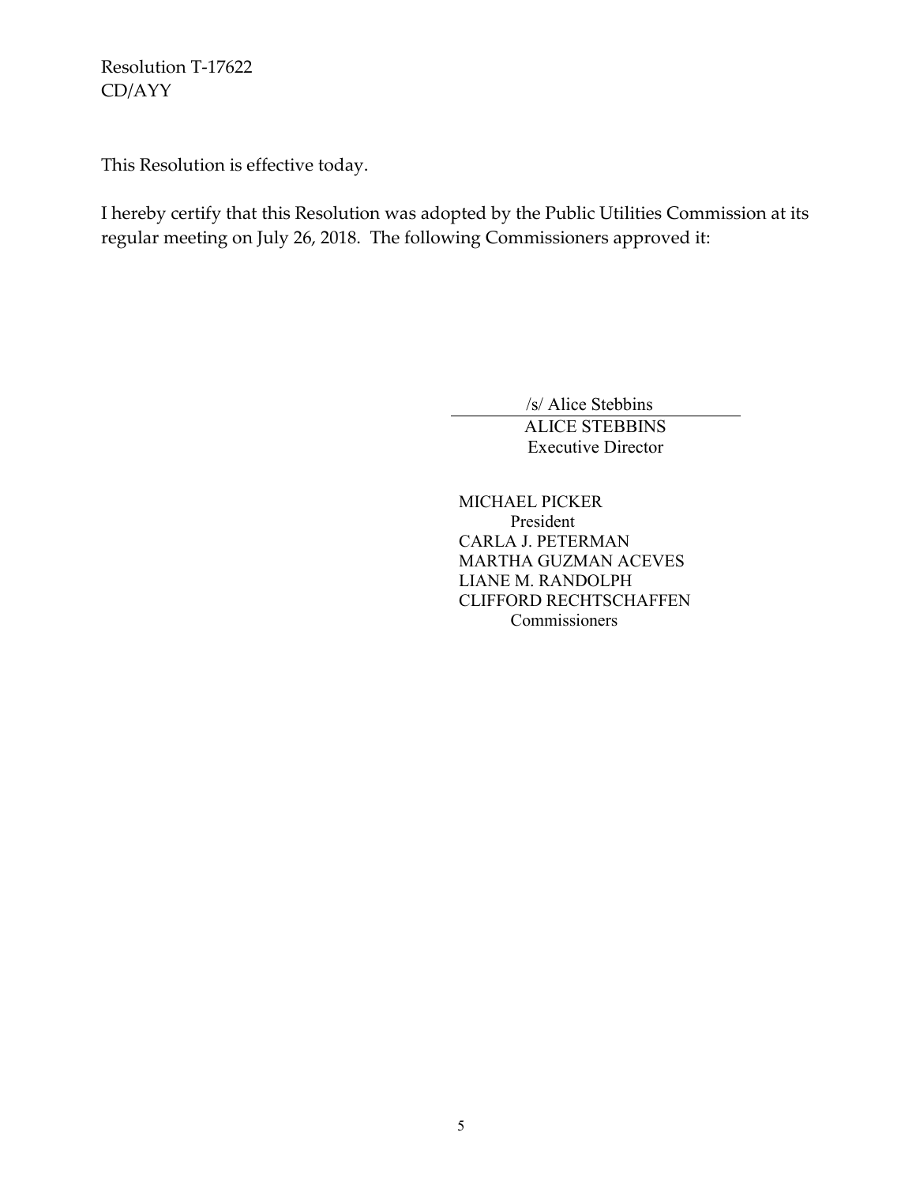This Resolution is effective today.

I hereby certify that this Resolution was adopted by the Public Utilities Commission at its regular meeting on July 26, 2018. The following Commissioners approved it:

/s/ Alice Stebbins
ALICE STEBBINS
Executive Director

MICHAEL PICKER
President
CARLA J. PETERMAN
MARTHA GUZMAN ACEVES
LIANE M. RANDOLPH
CLIFFORD RECHTSCHAFFEN
Commissioners